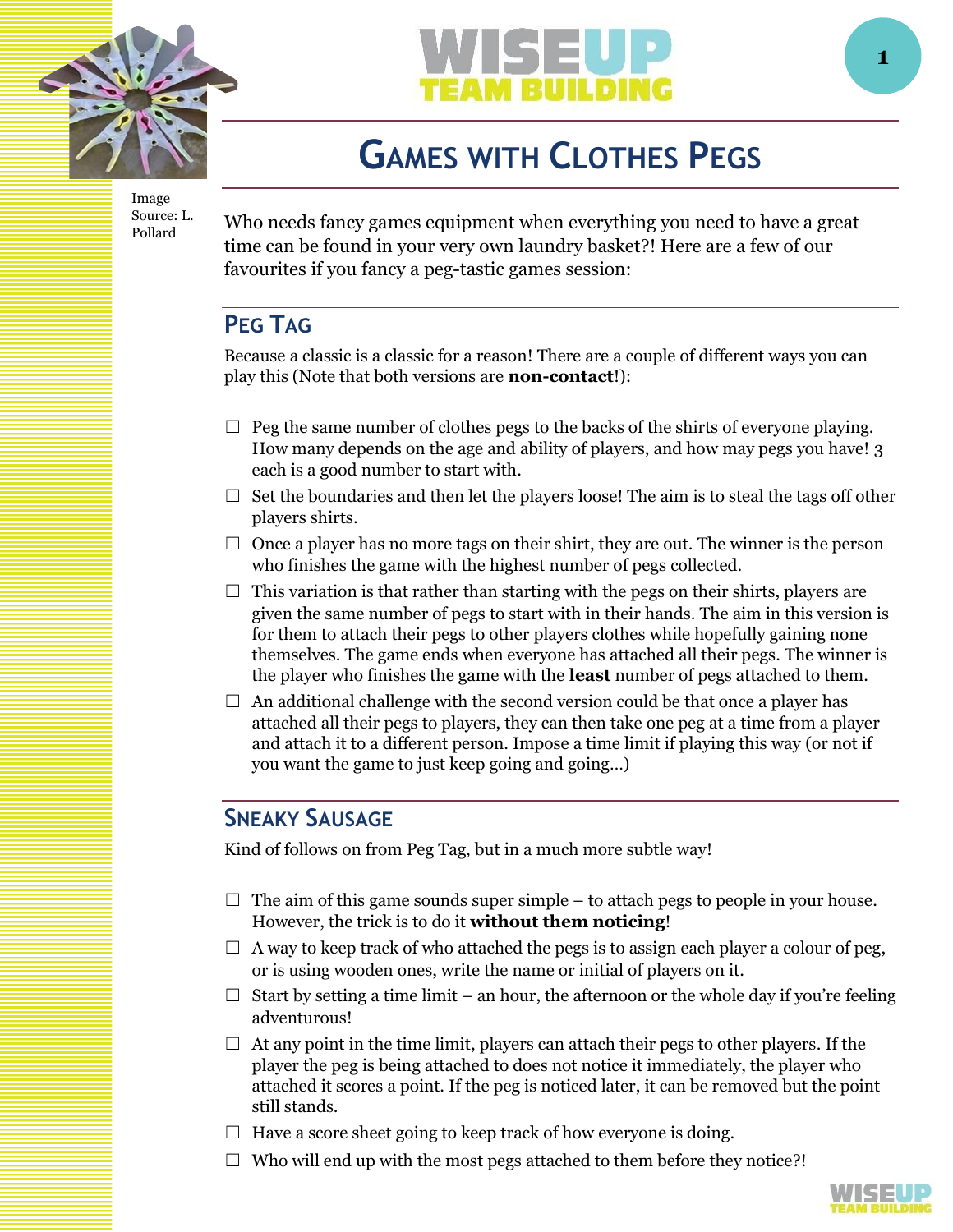Image Source: L. Pollard

# Games with Clothes Pegs

Who needs fancy games equipment when everything you need to have a great time can be found in your very own laundry basket?! Here are a few of our favourites if you fancy a peg-tastic games session:

## Peg Tag

Because a classic is a classic for a reason! There are a couple of different ways you can play this (Note that both versions are **non-contact**!):

- ☐ Peg the same number of clothes pegs to the backs of the shirts of everyone playing. How many depends on the age and ability of players, and how may pegs you have! 3 each is a good number to start with.
- ☐ Set the boundaries and then let the players loose! The aim is to steal the tags off other players shirts.
- ☐ Once a player has no more tags on their shirt, they are out. The winner is the person who finishes the game with the highest number of pegs collected.
- ☐ This variation is that rather than starting with the pegs on their shirts, players are given the same number of pegs to start with in their hands. The aim in this version is for them to attach their pegs to other players clothes while hopefully gaining none themselves. The game ends when everyone has attached all their pegs. The winner is the player who finishes the game with the **least** number of pegs attached to them.
- ☐ An additional challenge with the second version could be that once a player has attached all their pegs to players, they can then take one peg at a time from a player and attach it to a different person. Impose a time limit if playing this way (or not if you want the game to just keep going and going…)

## Sneaky Sausage

Kind of follows on from Peg Tag, but in a much more subtle way!

- ☐ The aim of this game sounds super simple – to attach pegs to people in your house. However, the trick is to do it **without them noticing**!
- ☐ A way to keep track of who attached the pegs is to assign each player a colour of peg, or is using wooden ones, write the name or initial of players on it.
- ☐ Start by setting a time limit – an hour, the afternoon or the whole day if you're feeling adventurous!
- ☐ At any point in the time limit, players can attach their pegs to other players. If the player the peg is being attached to does not notice it immediately, the player who attached it scores a point. If the peg is noticed later, it can be removed but the point still stands.
- ☐ Have a score sheet going to keep track of how everyone is doing.
- ☐ Who will end up with the most pegs attached to them before they notice?!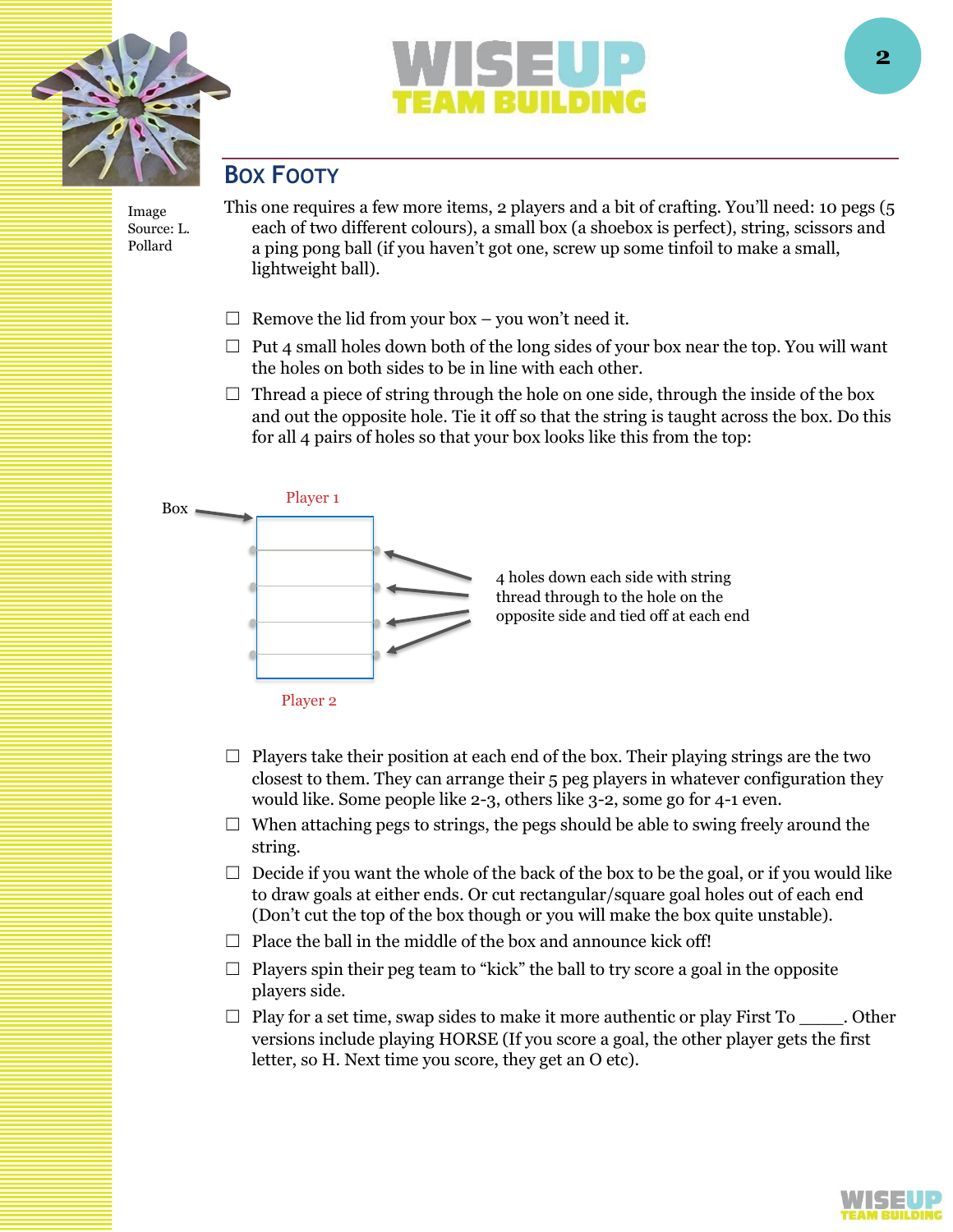## Box Footy

Image Source: L. Pollard

This one requires a few more items, 2 players and a bit of crafting. You'll need: 10 pegs (5 each of two different colours), a small box (a shoebox is perfect), string, scissors and a ping pong ball (if you haven't got one, screw up some tinfoil to make a small, lightweight ball).

- ☐ Remove the lid from your box – you won't need it.
- ☐ Put 4 small holes down both of the long sides of your box near the top. You will want the holes on both sides to be in line with each other.
- ☐ Thread a piece of string through the hole on one side, through the inside of the box and out the opposite hole. Tie it off so that the string is taught across the box. Do this for all 4 pairs of holes so that your box looks like this from the top:

Box

Player 1

4 holes down each side with string thread through to the hole on the opposite side and tied off at each end

Player 2

- ☐ Players take their position at each end of the box. Their playing strings are the two closest to them. They can arrange their 5 peg players in whatever configuration they would like. Some people like 2-3, others like 3-2, some go for 4-1 even.
- ☐ When attaching pegs to strings, the pegs should be able to swing freely around the string.
- ☐ Decide if you want the whole of the back of the box to be the goal, or if you would like to draw goals at either ends. Or cut rectangular/square goal holes out of each end (Don't cut the top of the box though or you will make the box quite unstable).
- ☐ Place the ball in the middle of the box and announce kick off!
- ☐ Players spin their peg team to "kick" the ball to try score a goal in the opposite players side.
- ☐ Play for a set time, swap sides to make it more authentic or play First To _____. Other versions include playing HORSE (If you score a goal, the other player gets the first letter, so H. Next time you score, they get an O etc).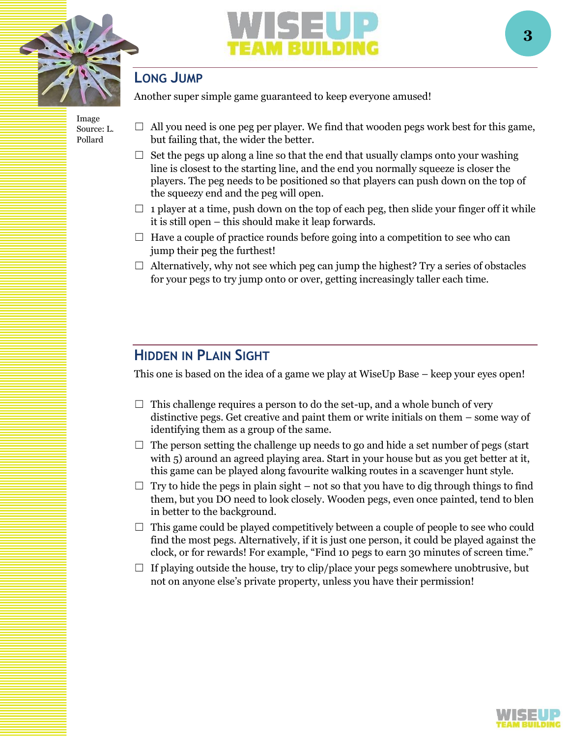## Long Jump

Another super simple game guaranteed to keep everyone amused!

Image Source: L. Pollard

- ☐ All you need is one peg per player. We find that wooden pegs work best for this game, but failing that, the wider the better.
- ☐ Set the pegs up along a line so that the end that usually clamps onto your washing line is closest to the starting line, and the end you normally squeeze is closer the players. The peg needs to be positioned so that players can push down on the top of the squeezy end and the peg will open.
- ☐ 1 player at a time, push down on the top of each peg, then slide your finger off it while it is still open – this should make it leap forwards.
- ☐ Have a couple of practice rounds before going into a competition to see who can jump their peg the furthest!
- ☐ Alternatively, why not see which peg can jump the highest? Try a series of obstacles for your pegs to try jump onto or over, getting increasingly taller each time.

## Hidden in Plain Sight

This one is based on the idea of a game we play at WiseUp Base – keep your eyes open!

- ☐ This challenge requires a person to do the set-up, and a whole bunch of very distinctive pegs. Get creative and paint them or write initials on them – some way of identifying them as a group of the same.
- ☐ The person setting the challenge up needs to go and hide a set number of pegs (start with 5) around an agreed playing area. Start in your house but as you get better at it, this game can be played along favourite walking routes in a scavenger hunt style.
- ☐ Try to hide the pegs in plain sight – not so that you have to dig through things to find them, but you DO need to look closely. Wooden pegs, even once painted, tend to blen in better to the background.
- ☐ This game could be played competitively between a couple of people to see who could find the most pegs. Alternatively, if it is just one person, it could be played against the clock, or for rewards! For example, "Find 10 pegs to earn 30 minutes of screen time."
- ☐ If playing outside the house, try to clip/place your pegs somewhere unobtrusive, but not on anyone else's private property, unless you have their permission!